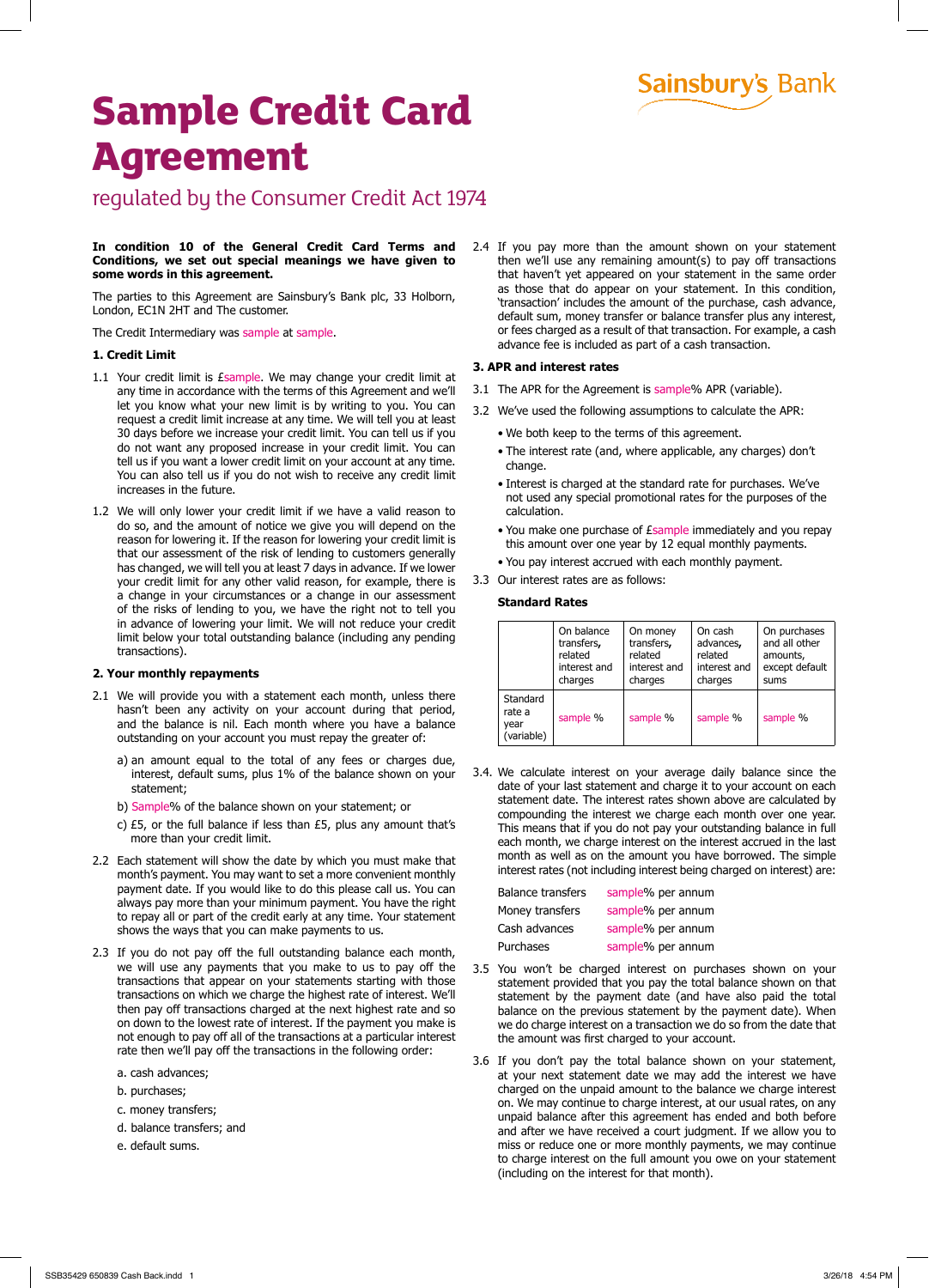Sainsbury's Bank

# Sample Credit Card Agreement

## regulated by the Consumer Credit Act 1974

**In condition 10 of the General Credit Card Terms and Conditions, we set out special meanings we have given to some words in this agreement.**

The parties to this Agreement are Sainsbury's Bank plc, 33 Holborn, London, EC1N 2HT and The customer.

The Credit Intermediary was sample at sample.

### 1. Credit Limit

1.1 Your credit limit is £sample. We may change your credit limit at any time in accordance with the terms of this Agreement and we'll let you know what your new limit is by writing to you. You can request a credit limit increase at any time. We will tell you at least 30 days before we increase your credit limit. You can tell us if you do not want any proposed increase in your credit limit. You can tell us if you want a lower credit limit on your account at any time. You can also tell us if you do not wish to receive any credit limit increases in the future.

1.2 We will only lower your credit limit if we have a valid reason to do so, and the amount of notice we give you will depend on the reason for lowering it. If the reason for lowering your credit limit is that our assessment of the risk of lending to customers generally has changed, we will tell you at least 7 days in advance. If we lower your credit limit for any other valid reason, for example, there is a change in your circumstances or a change in our assessment of the risks of lending to you, we have the right not to tell you in advance of lowering your limit. We will not reduce your credit limit below your total outstanding balance (including any pending transactions).

### 2. Your monthly repayments

2.1 We will provide you with a statement each month, unless there hasn't been any activity on your account during that period, and the balance is nil. Each month where you have a balance outstanding on your account you must repay the greater of:

a) an amount equal to the total of any fees or charges due, interest, default sums, plus 1% of the balance shown on your statement;

b) Sample% of the balance shown on your statement; or

c) £5, or the full balance if less than £5, plus any amount that's more than your credit limit.

2.2 Each statement will show the date by which you must make that month's payment. You may want to set a more convenient monthly payment date. If you would like to do this please call us. You can always pay more than your minimum payment. You have the right to repay all or part of the credit early at any time. Your statement shows the ways that you can make payments to us.

2.3 If you do not pay off the full outstanding balance each month, we will use any payments that you make to us to pay off the transactions that appear on your statements starting with those transactions on which we charge the highest rate of interest. We'll then pay off transactions charged at the next highest rate and so on down to the lowest rate of interest. If the payment you make is not enough to pay off all of the transactions at a particular interest rate then we'll pay off the transactions in the following order:

a. cash advances;

b. purchases;

c. money transfers;

d. balance transfers; and

e. default sums.

2.4 If you pay more than the amount shown on your statement then we'll use any remaining amount(s) to pay off transactions that haven't yet appeared on your statement in the same order as those that do appear on your statement. In this condition, 'transaction' includes the amount of the purchase, cash advance, default sum, money transfer or balance transfer plus any interest, or fees charged as a result of that transaction. For example, a cash advance fee is included as part of a cash transaction.

### 3. APR and interest rates

3.1 The APR for the Agreement is sample% APR (variable).

3.2 We've used the following assumptions to calculate the APR:

- We both keep to the terms of this agreement.
- The interest rate (and, where applicable, any charges) don't change.
- Interest is charged at the standard rate for purchases. We've not used any special promotional rates for the purposes of the calculation.
- You make one purchase of £sample immediately and you repay this amount over one year by 12 equal monthly payments.
- You pay interest accrued with each monthly payment.

3.3 Our interest rates are as follows:

**Standard Rates**

| | On balance transfers, related interest and charges | On money transfers, related interest and charges | On cash advances, related interest and charges | On purchases and all other amounts, except default sums |
|---|---|---|---|---|
| Standard rate a year (variable) | sample % | sample % | sample % | sample % |

3.4. We calculate interest on your average daily balance since the date of your last statement and charge it to your account on each statement date. The interest rates shown above are calculated by compounding the interest we charge each month over one year. This means that if you do not pay your outstanding balance in full each month, we charge interest on the interest accrued in the last month as well as on the amount you have borrowed. The simple interest rates (not including interest being charged on interest) are:

| | |
|---|---|
| Balance transfers | sample% per annum |
| Money transfers | sample% per annum |
| Cash advances | sample% per annum |
| Purchases | sample% per annum |

3.5 You won't be charged interest on purchases shown on your statement provided that you pay the total balance shown on that statement by the payment date (and have also paid the total balance on the previous statement by the payment date). When we do charge interest on a transaction we do so from the date that the amount was first charged to your account.

3.6 If you don't pay the total balance shown on your statement, at your next statement date we may add the interest we have charged on the unpaid amount to the balance we charge interest on. We may continue to charge interest, at our usual rates, on any unpaid balance after this agreement has ended and both before and after we have received a court judgment. If we allow you to miss or reduce one or more monthly payments, we may continue to charge interest on the full amount you owe on your statement (including on the interest for that month).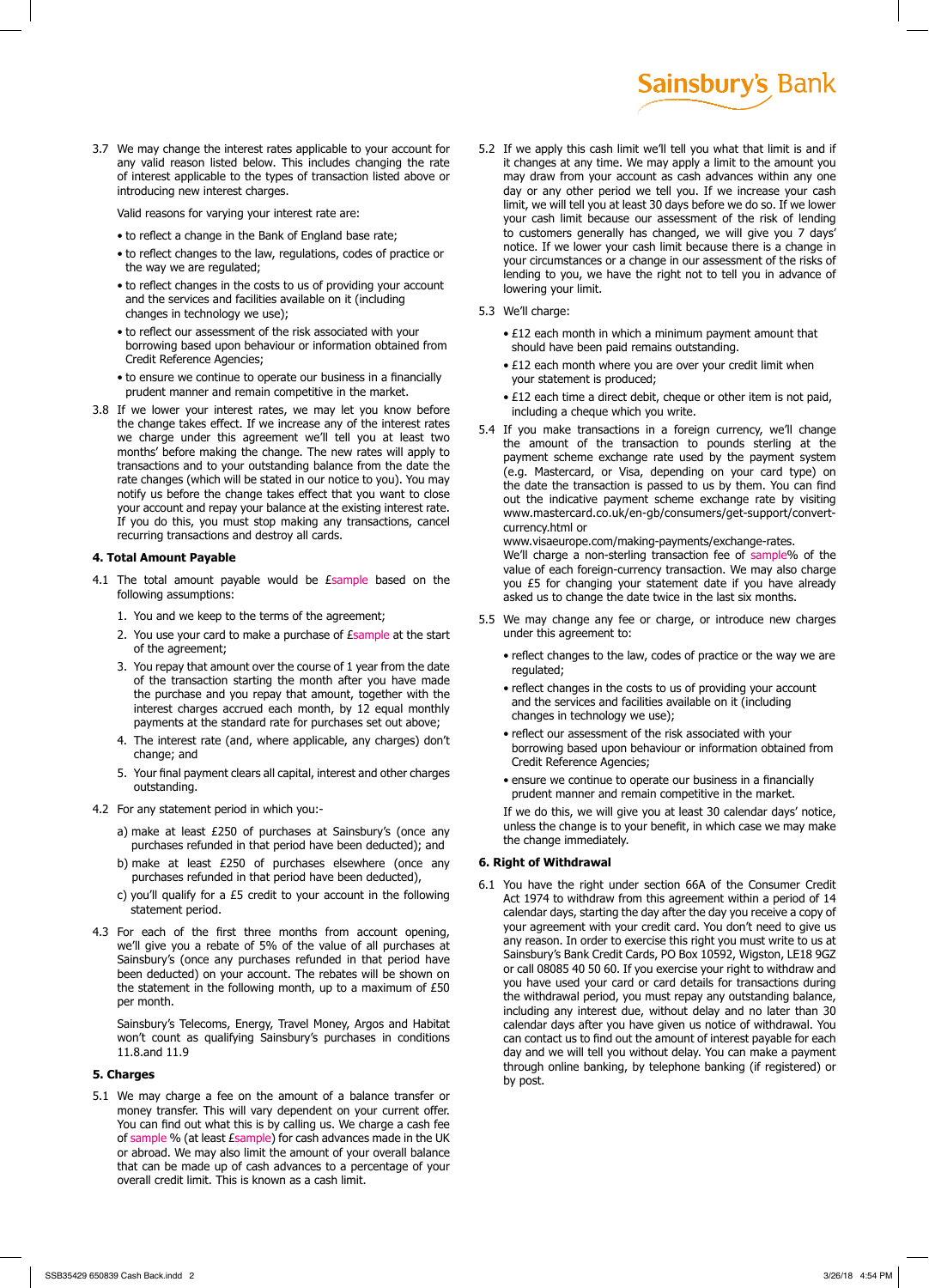3.7 We may change the interest rates applicable to your account for any valid reason listed below. This includes changing the rate of interest applicable to the types of transaction listed above or introducing new interest charges.

Valid reasons for varying your interest rate are:

- to reflect a change in the Bank of England base rate;
- to reflect changes to the law, regulations, codes of practice or the way we are regulated;
- to reflect changes in the costs to us of providing your account and the services and facilities available on it (including changes in technology we use);
- to reflect our assessment of the risk associated with your borrowing based upon behaviour or information obtained from Credit Reference Agencies;
- to ensure we continue to operate our business in a financially prudent manner and remain competitive in the market.

3.8 If we lower your interest rates, we may let you know before the change takes effect. If we increase any of the interest rates we charge under this agreement we'll tell you at least two months' before making the change. The new rates will apply to transactions and to your outstanding balance from the date the rate changes (which will be stated in our notice to you). You may notify us before the change takes effect that you want to close your account and repay your balance at the existing interest rate. If you do this, you must stop making any transactions, cancel recurring transactions and destroy all cards.

#### 4. Total Amount Payable

4.1 The total amount payable would be £sample based on the following assumptions:

1. You and we keep to the terms of the agreement;
2. You use your card to make a purchase of £sample at the start of the agreement;
3. You repay that amount over the course of 1 year from the date of the transaction starting the month after you have made the purchase and you repay that amount, together with the interest charges accrued each month, by 12 equal monthly payments at the standard rate for purchases set out above;
4. The interest rate (and, where applicable, any charges) don't change; and
5. Your final payment clears all capital, interest and other charges outstanding.

4.2 For any statement period in which you:-

a) make at least £250 of purchases at Sainsbury's (once any purchases refunded in that period have been deducted); and

b) make at least £250 of purchases elsewhere (once any purchases refunded in that period have been deducted),

c) you'll qualify for a £5 credit to your account in the following statement period.

4.3 For each of the first three months from account opening, we'll give you a rebate of 5% of the value of all purchases at Sainsbury's (once any purchases refunded in that period have been deducted) on your account. The rebates will be shown on the statement in the following month, up to a maximum of £50 per month.

Sainsbury's Telecoms, Energy, Travel Money, Argos and Habitat won't count as qualifying Sainsbury's purchases in conditions 11.8.and 11.9

#### 5. Charges

5.1 We may charge a fee on the amount of a balance transfer or money transfer. This will vary dependent on your current offer. You can find out what this is by calling us. We charge a cash fee of sample % (at least £sample) for cash advances made in the UK or abroad. We may also limit the amount of your overall balance that can be made up of cash advances to a percentage of your overall credit limit. This is known as a cash limit.

5.2 If we apply this cash limit we'll tell you what that limit is and if it changes at any time. We may apply a limit to the amount you may draw from your account as cash advances within any one day or any other period we tell you. If we increase your cash limit, we will tell you at least 30 days before we do so. If we lower your cash limit because our assessment of the risk of lending to customers generally has changed, we will give you 7 days' notice. If we lower your cash limit because there is a change in your circumstances or a change in our assessment of the risks of lending to you, we have the right not to tell you in advance of lowering your limit.

5.3 We'll charge:

- £12 each month in which a minimum payment amount that should have been paid remains outstanding.
- £12 each month where you are over your credit limit when your statement is produced;
- £12 each time a direct debit, cheque or other item is not paid, including a cheque which you write.

5.4 If you make transactions in a foreign currency, we'll change the amount of the transaction to pounds sterling at the payment scheme exchange rate used by the payment system (e.g. Mastercard, or Visa, depending on your card type) on the date the transaction is passed to us by them. You can find out the indicative payment scheme exchange rate by visiting www.mastercard.co.uk/en-gb/consumers/get-support/convert-currency.html or
www.visaeurope.com/making-payments/exchange-rates.
We'll charge a non-sterling transaction fee of sample% of the value of each foreign-currency transaction. We may also charge you £5 for changing your statement date if you have already asked us to change the date twice in the last six months.

5.5 We may change any fee or charge, or introduce new charges under this agreement to:

- reflect changes to the law, codes of practice or the way we are regulated;
- reflect changes in the costs to us of providing your account and the services and facilities available on it (including changes in technology we use);
- reflect our assessment of the risk associated with your borrowing based upon behaviour or information obtained from Credit Reference Agencies;
- ensure we continue to operate our business in a financially prudent manner and remain competitive in the market.

If we do this, we will give you at least 30 calendar days' notice, unless the change is to your benefit, in which case we may make the change immediately.

#### 6. Right of Withdrawal

6.1 You have the right under section 66A of the Consumer Credit Act 1974 to withdraw from this agreement within a period of 14 calendar days, starting the day after the day you receive a copy of your agreement with your credit card. You don't need to give us any reason. In order to exercise this right you must write to us at Sainsbury's Bank Credit Cards, PO Box 10592, Wigston, LE18 9GZ or call 08085 40 50 60. If you exercise your right to withdraw and you have used your card or card details for transactions during the withdrawal period, you must repay any outstanding balance, including any interest due, without delay and no later than 30 calendar days after you have given us notice of withdrawal. You can contact us to find out the amount of interest payable for each day and we will tell you without delay. You can make a payment through online banking, by telephone banking (if registered) or by post.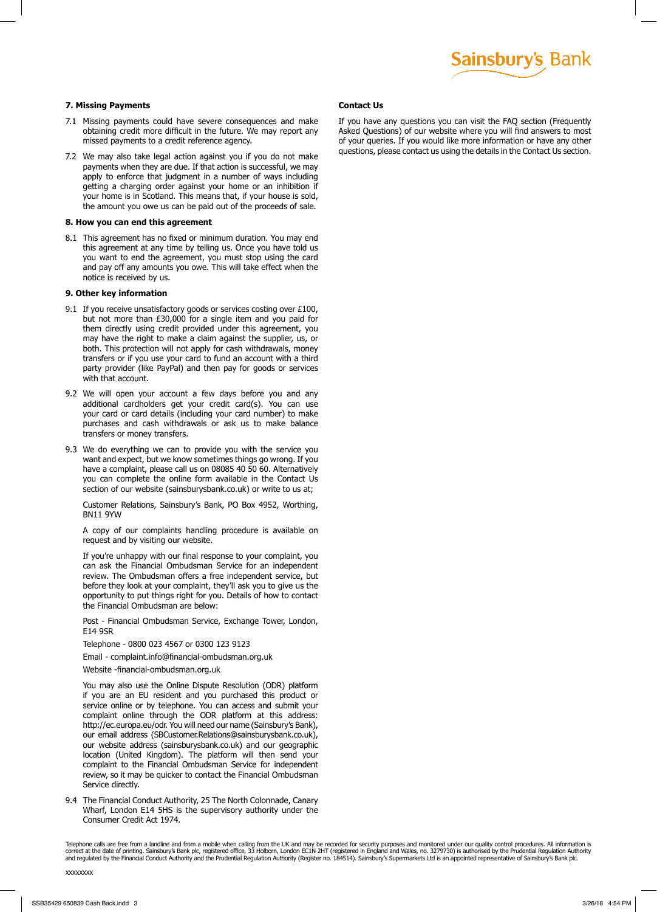### 7. Missing Payments

7.1 Missing payments could have severe consequences and make obtaining credit more difficult in the future. We may report any missed payments to a credit reference agency.

7.2 We may also take legal action against you if you do not make payments when they are due. If that action is successful, we may apply to enforce that judgment in a number of ways including getting a charging order against your home or an inhibition if your home is in Scotland. This means that, if your house is sold, the amount you owe us can be paid out of the proceeds of sale.

### 8. How you can end this agreement

8.1 This agreement has no fixed or minimum duration. You may end this agreement at any time by telling us. Once you have told us you want to end the agreement, you must stop using the card and pay off any amounts you owe. This will take effect when the notice is received by us.

### 9. Other key information

9.1 If you receive unsatisfactory goods or services costing over £100, but not more than £30,000 for a single item and you paid for them directly using credit provided under this agreement, you may have the right to make a claim against the supplier, us, or both. This protection will not apply for cash withdrawals, money transfers or if you use your card to fund an account with a third party provider (like PayPal) and then pay for goods or services with that account.

9.2 We will open your account a few days before you and any additional cardholders get your credit card(s). You can use your card or card details (including your card number) to make purchases and cash withdrawals or ask us to make balance transfers or money transfers.

9.3 We do everything we can to provide you with the service you want and expect, but we know sometimes things go wrong. If you have a complaint, please call us on 08085 40 50 60. Alternatively you can complete the online form available in the Contact Us section of our website (sainsburysbank.co.uk) or write to us at;

Customer Relations, Sainsbury's Bank, PO Box 4952, Worthing, BN11 9YW

A copy of our complaints handling procedure is available on request and by visiting our website.

If you're unhappy with our final response to your complaint, you can ask the Financial Ombudsman Service for an independent review. The Ombudsman offers a free independent service, but before they look at your complaint, they'll ask you to give us the opportunity to put things right for you. Details of how to contact the Financial Ombudsman are below:

Post - Financial Ombudsman Service, Exchange Tower, London, E14 9SR

Telephone - 0800 023 4567 or 0300 123 9123

Email - complaint.info@financial-ombudsman.org.uk

Website -financial-ombudsman.org.uk

You may also use the Online Dispute Resolution (ODR) platform if you are an EU resident and you purchased this product or service online or by telephone. You can access and submit your complaint online through the ODR platform at this address: http://ec.europa.eu/odr. You will need our name (Sainsbury's Bank), our email address (SBCustomer.Relations@sainsburysbank.co.uk), our website address (sainsburysbank.co.uk) and our geographic location (United Kingdom). The platform will then send your complaint to the Financial Ombudsman Service for independent review, so it may be quicker to contact the Financial Ombudsman Service directly.

9.4 The Financial Conduct Authority, 25 The North Colonnade, Canary Wharf, London E14 5HS is the supervisory authority under the Consumer Credit Act 1974.

### Contact Us

If you have any questions you can visit the FAQ section (Frequently Asked Questions) of our website where you will find answers to most of your queries. If you would like more information or have any other questions, please contact us using the details in the Contact Us section.

Telephone calls are free from a landline and from a mobile when calling from the UK and may be recorded for security purposes and monitored under our quality control procedures. All information is correct at the date of printing. Sainsbury's Bank plc, registered office, 33 Holborn, London EC1N 2HT (registered in England and Wales, no. 3279730) is authorised by the Prudential Regulation Authority and regulated by the Financial Conduct Authority and the Prudential Regulation Authority (Register no. 184514). Sainsbury's Supermarkets Ltd is an appointed representative of Sainsbury's Bank plc.

XXXXXXXX